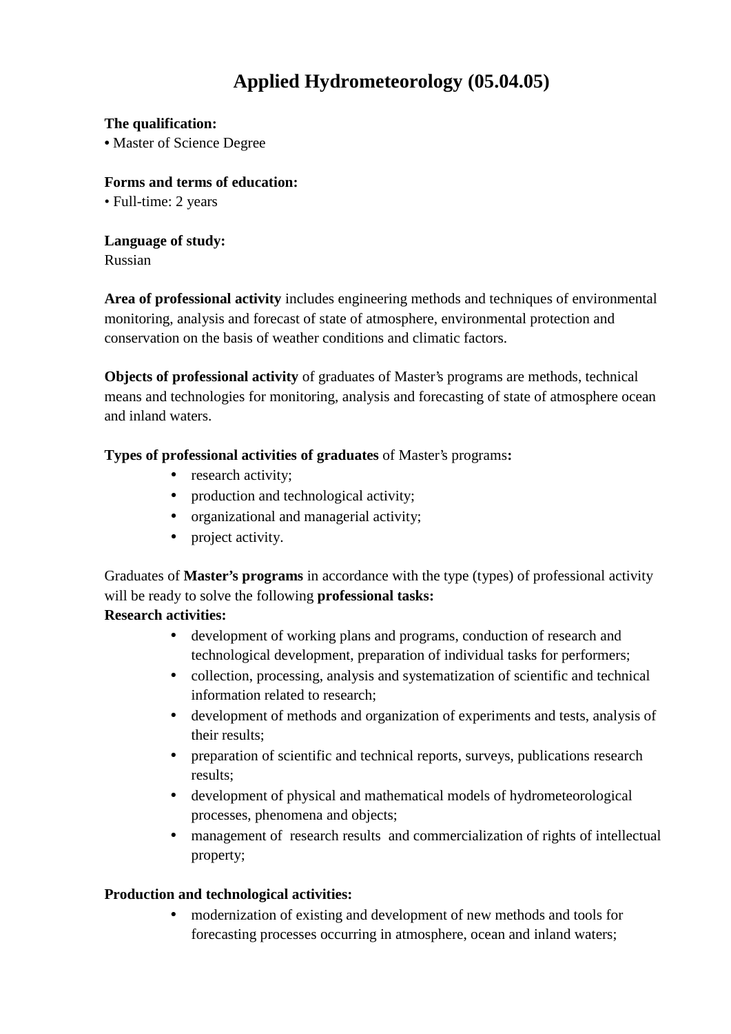# Applied Hydrometeorology (05.04.05)

**The qualification:**
**•** Master of Science Degree

**Forms and terms of education:**
• Full-time: 2 years

**Language of study:**
Russian

**Area of professional activity** includes engineering methods and techniques of environmental monitoring, analysis and forecast of state of atmosphere, environmental protection and conservation on the basis of weather conditions and climatic factors.

**Objects of professional activity** of graduates of Master's programs are methods, technical means and technologies for monitoring, analysis and forecasting of state of atmosphere ocean and inland waters.

**Types of professional activities of graduates** of Master's programs**:**

- research activity;
- production and technological activity;
- organizational and managerial activity;
- project activity.

Graduates of **Master's programs** in accordance with the type (types) of professional activity will be ready to solve the following **professional tasks:**
**Research activities:**

- development of working plans and programs, conduction of research and technological development, preparation of individual tasks for performers;
- collection, processing, analysis and systematization of scientific and technical information related to research;
- development of methods and organization of experiments and tests, analysis of their results;
- preparation of scientific and technical reports, surveys, publications research results;
- development of physical and mathematical models of hydrometeorological processes, phenomena and objects;
- management of research results and commercialization of rights of intellectual property;

**Production and technological activities:**

- modernization of existing and development of new methods and tools for forecasting processes occurring in atmosphere, ocean and inland waters;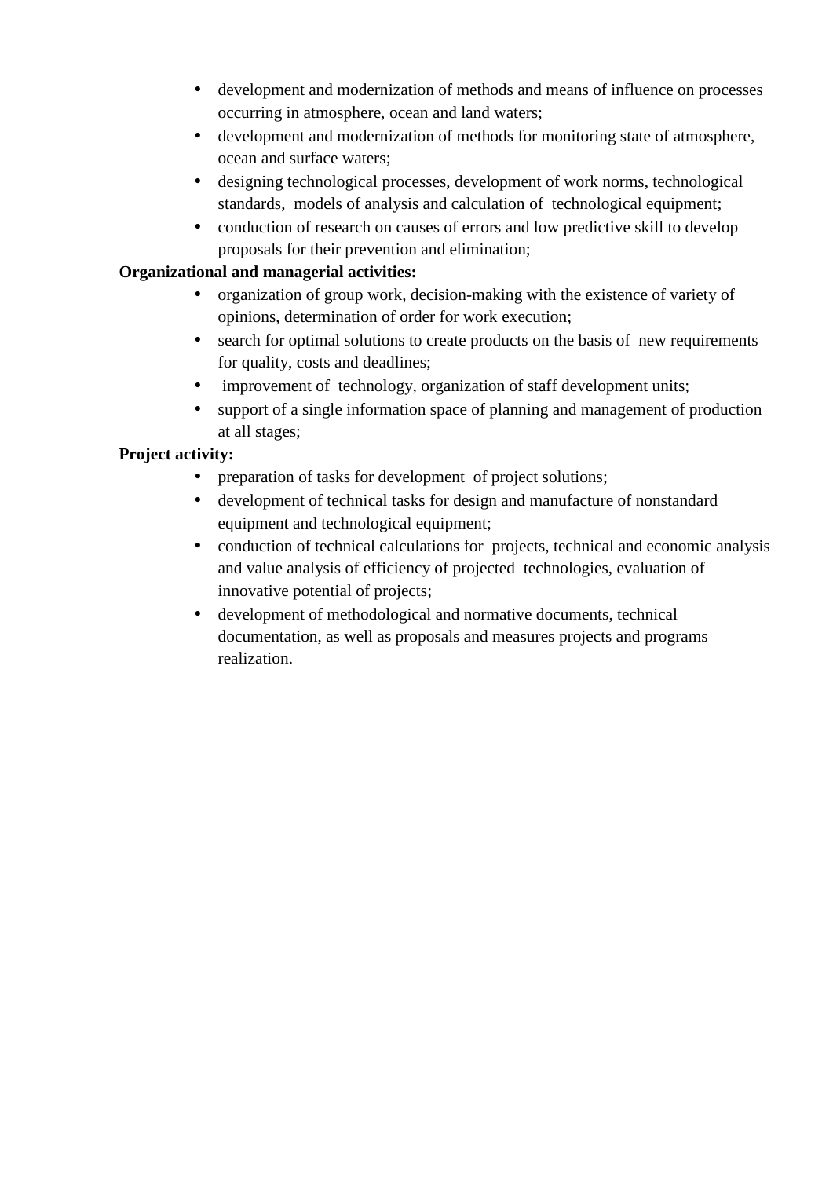- development and modernization of methods and means of influence on processes occurring in atmosphere, ocean and land waters;
- development and modernization of methods for monitoring state of atmosphere, ocean and surface waters;
- designing technological processes, development of work norms, technological standards, models of analysis and calculation of technological equipment;
- conduction of research on causes of errors and low predictive skill to develop proposals for their prevention and elimination;

**Organizational and managerial activities:**

- organization of group work, decision-making with the existence of variety of opinions, determination of order for work execution;
- search for optimal solutions to create products on the basis of new requirements for quality, costs and deadlines;
- improvement of technology, organization of staff development units;
- support of a single information space of planning and management of production at all stages;

**Project activity:**

- preparation of tasks for development of project solutions;
- development of technical tasks for design and manufacture of nonstandard equipment and technological equipment;
- conduction of technical calculations for projects, technical and economic analysis and value analysis of efficiency of projected technologies, evaluation of innovative potential of projects;
- development of methodological and normative documents, technical documentation, as well as proposals and measures projects and programs realization.